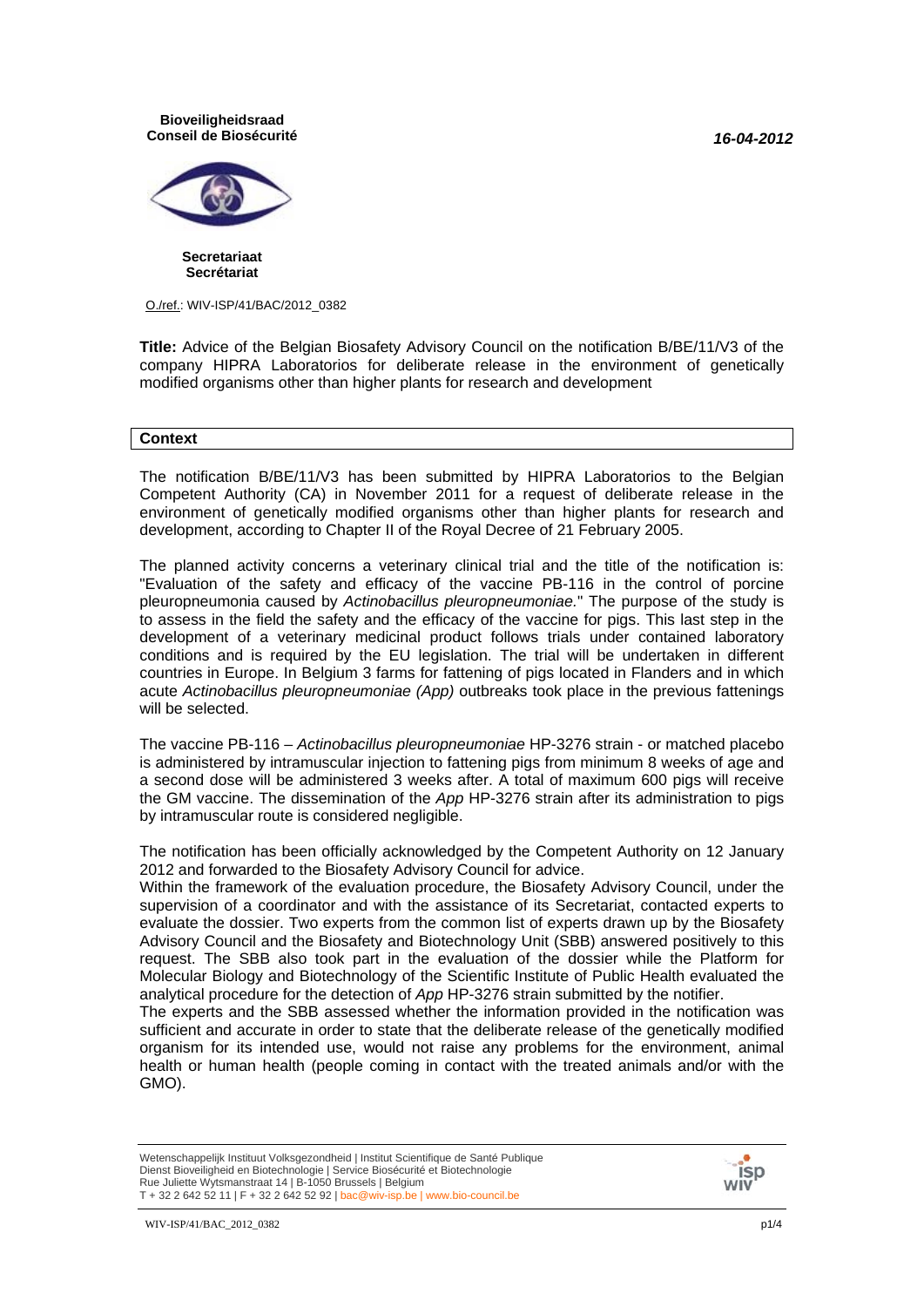**Bioveiligheidsraad**
**Conseil de Biosécurité**

***16-04-2012***

**Secretariaat**
**Secrétariat**

O./ref.: WIV-ISP/41/BAC/2012_0382

**Title:** Advice of the Belgian Biosafety Advisory Council on the notification B/BE/11/V3 of the company HIPRA Laboratorios for deliberate release in the environment of genetically modified organisms other than higher plants for research and development

## Context

The notification B/BE/11/V3 has been submitted by HIPRA Laboratorios to the Belgian Competent Authority (CA) in November 2011 for a request of deliberate release in the environment of genetically modified organisms other than higher plants for research and development, according to Chapter II of the Royal Decree of 21 February 2005.

The planned activity concerns a veterinary clinical trial and the title of the notification is: "Evaluation of the safety and efficacy of the vaccine PB-116 in the control of porcine pleuropneumonia caused by *Actinobacillus pleuropneumoniae.*" The purpose of the study is to assess in the field the safety and the efficacy of the vaccine for pigs. This last step in the development of a veterinary medicinal product follows trials under contained laboratory conditions and is required by the EU legislation. The trial will be undertaken in different countries in Europe. In Belgium 3 farms for fattening of pigs located in Flanders and in which acute *Actinobacillus pleuropneumoniae (App)* outbreaks took place in the previous fattenings will be selected.

The vaccine PB-116 – *Actinobacillus pleuropneumoniae* HP-3276 strain - or matched placebo is administered by intramuscular injection to fattening pigs from minimum 8 weeks of age and a second dose will be administered 3 weeks after. A total of maximum 600 pigs will receive the GM vaccine. The dissemination of the *App* HP-3276 strain after its administration to pigs by intramuscular route is considered negligible.

The notification has been officially acknowledged by the Competent Authority on 12 January 2012 and forwarded to the Biosafety Advisory Council for advice.
Within the framework of the evaluation procedure, the Biosafety Advisory Council, under the supervision of a coordinator and with the assistance of its Secretariat, contacted experts to evaluate the dossier. Two experts from the common list of experts drawn up by the Biosafety Advisory Council and the Biosafety and Biotechnology Unit (SBB) answered positively to this request. The SBB also took part in the evaluation of the dossier while the Platform for Molecular Biology and Biotechnology of the Scientific Institute of Public Health evaluated the analytical procedure for the detection of *App* HP-3276 strain submitted by the notifier.
The experts and the SBB assessed whether the information provided in the notification was sufficient and accurate in order to state that the deliberate release of the genetically modified organism for its intended use, would not raise any problems for the environment, animal health or human health (people coming in contact with the treated animals and/or with the GMO).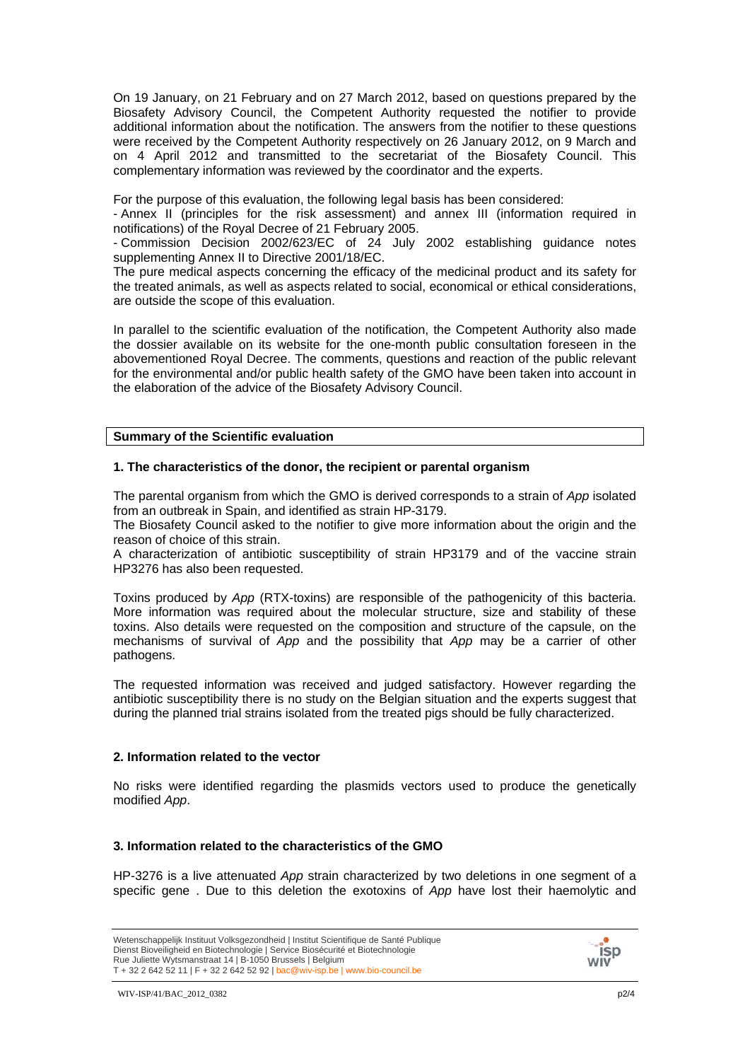On 19 January, on 21 February and on 27 March 2012, based on questions prepared by the Biosafety Advisory Council, the Competent Authority requested the notifier to provide additional information about the notification. The answers from the notifier to these questions were received by the Competent Authority respectively on 26 January 2012, on 9 March and on 4 April 2012 and transmitted to the secretariat of the Biosafety Council. This complementary information was reviewed by the coordinator and the experts.

For the purpose of this evaluation, the following legal basis has been considered:

- Annex II (principles for the risk assessment) and annex III (information required in notifications) of the Royal Decree of 21 February 2005.
- Commission Decision 2002/623/EC of 24 July 2002 establishing guidance notes supplementing Annex II to Directive 2001/18/EC.

The pure medical aspects concerning the efficacy of the medicinal product and its safety for the treated animals, as well as aspects related to social, economical or ethical considerations, are outside the scope of this evaluation.

In parallel to the scientific evaluation of the notification, the Competent Authority also made the dossier available on its website for the one-month public consultation foreseen in the abovementioned Royal Decree. The comments, questions and reaction of the public relevant for the environmental and/or public health safety of the GMO have been taken into account in the elaboration of the advice of the Biosafety Advisory Council.

## Summary of the Scientific evaluation

### 1. The characteristics of the donor, the recipient or parental organism

The parental organism from which the GMO is derived corresponds to a strain of *App* isolated from an outbreak in Spain, and identified as strain HP-3179.

The Biosafety Council asked to the notifier to give more information about the origin and the reason of choice of this strain.

A characterization of antibiotic susceptibility of strain HP3179 and of the vaccine strain HP3276 has also been requested.

Toxins produced by *App* (RTX-toxins) are responsible of the pathogenicity of this bacteria. More information was required about the molecular structure, size and stability of these toxins. Also details were requested on the composition and structure of the capsule, on the mechanisms of survival of *App* and the possibility that *App* may be a carrier of other pathogens.

The requested information was received and judged satisfactory. However regarding the antibiotic susceptibility there is no study on the Belgian situation and the experts suggest that during the planned trial strains isolated from the treated pigs should be fully characterized.

### 2. Information related to the vector

No risks were identified regarding the plasmids vectors used to produce the genetically modified *App*.

### 3. Information related to the characteristics of the GMO

HP-3276 is a live attenuated *App* strain characterized by two deletions in one segment of a specific gene . Due to this deletion the exotoxins of *App* have lost their haemolytic and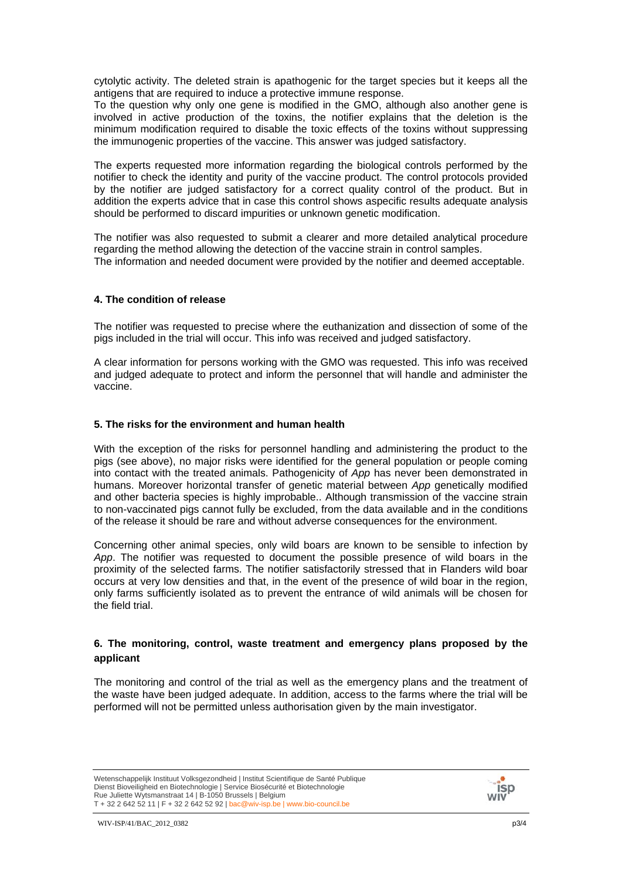cytolytic activity. The deleted strain is apathogenic for the target species but it keeps all the antigens that are required to induce a protective immune response.

To the question why only one gene is modified in the GMO, although also another gene is involved in active production of the toxins, the notifier explains that the deletion is the minimum modification required to disable the toxic effects of the toxins without suppressing the immunogenic properties of the vaccine. This answer was judged satisfactory.

The experts requested more information regarding the biological controls performed by the notifier to check the identity and purity of the vaccine product. The control protocols provided by the notifier are judged satisfactory for a correct quality control of the product. But in addition the experts advice that in case this control shows aspecific results adequate analysis should be performed to discard impurities or unknown genetic modification.

The notifier was also requested to submit a clearer and more detailed analytical procedure regarding the method allowing the detection of the vaccine strain in control samples.
The information and needed document were provided by the notifier and deemed acceptable.

#### 4. The condition of release

The notifier was requested to precise where the euthanization and dissection of some of the pigs included in the trial will occur. This info was received and judged satisfactory.

A clear information for persons working with the GMO was requested. This info was received and judged adequate to protect and inform the personnel that will handle and administer the vaccine.

#### 5. The risks for the environment and human health

With the exception of the risks for personnel handling and administering the product to the pigs (see above), no major risks were identified for the general population or people coming into contact with the treated animals. Pathogenicity of *App* has never been demonstrated in humans. Moreover horizontal transfer of genetic material between *App* genetically modified and other bacteria species is highly improbable.. Although transmission of the vaccine strain to non-vaccinated pigs cannot fully be excluded, from the data available and in the conditions of the release it should be rare and without adverse consequences for the environment.

Concerning other animal species, only wild boars are known to be sensible to infection by *App*. The notifier was requested to document the possible presence of wild boars in the proximity of the selected farms. The notifier satisfactorily stressed that in Flanders wild boar occurs at very low densities and that, in the event of the presence of wild boar in the region, only farms sufficiently isolated as to prevent the entrance of wild animals will be chosen for the field trial.

#### 6. The monitoring, control, waste treatment and emergency plans proposed by the applicant

The monitoring and control of the trial as well as the emergency plans and the treatment of the waste have been judged adequate. In addition, access to the farms where the trial will be performed will not be permitted unless authorisation given by the main investigator.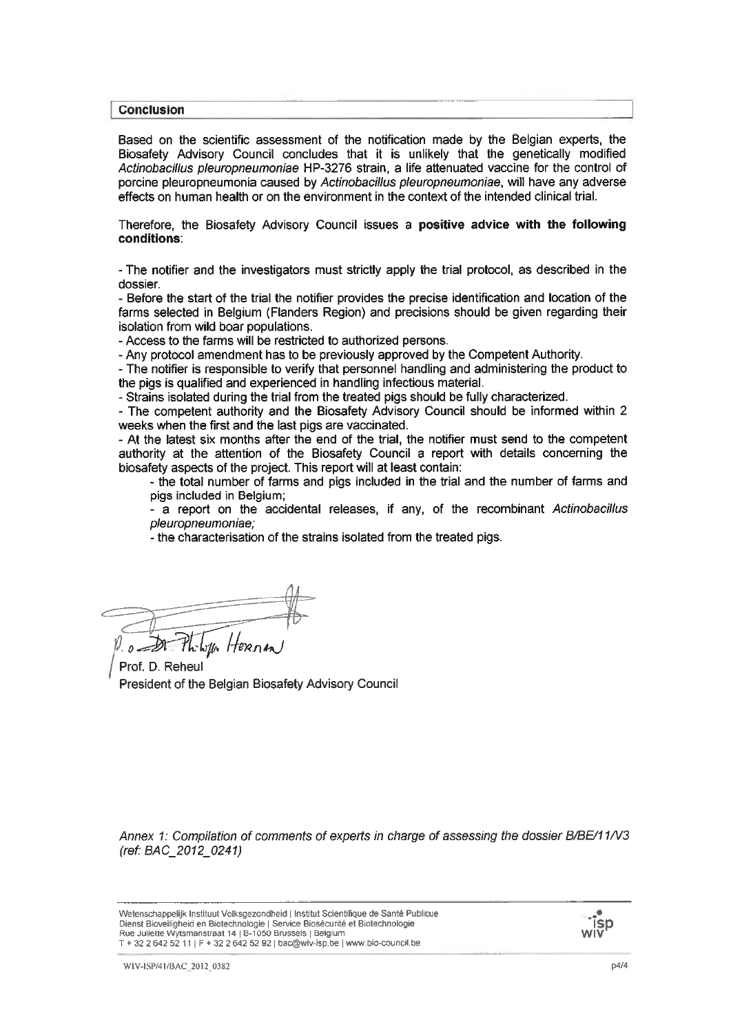## Conclusion

Based on the scientific assessment of the notification made by the Belgian experts, the Biosafety Advisory Council concludes that it is unlikely that the genetically modified *Actinobacillus pleuropneumoniae* HP-3276 strain, a life attenuated vaccine for the control of porcine pleuropneumonia caused by *Actinobacillus pleuropneumoniae*, will have any adverse effects on human health or on the environment in the context of the intended clinical trial.

Therefore, the Biosafety Advisory Council issues a **positive advice with the following conditions**:

- The notifier and the investigators must strictly apply the trial protocol, as described in the dossier.
- Before the start of the trial the notifier provides the precise identification and location of the farms selected in Belgium (Flanders Region) and precisions should be given regarding their isolation from wild boar populations.
- Access to the farms will be restricted to authorized persons.
- Any protocol amendment has to be previously approved by the Competent Authority.
- The notifier is responsible to verify that personnel handling and administering the product to the pigs is qualified and experienced in handling infectious material.
- Strains isolated during the trial from the treated pigs should be fully characterized.
- The competent authority and the Biosafety Advisory Council should be informed within 2 weeks when the first and the last pigs are vaccinated.
- At the latest six months after the end of the trial, the notifier must send to the competent authority at the attention of the Biosafety Council a report with details concerning the biosafety aspects of the project. This report will at least contain:
    - the total number of farms and pigs included in the trial and the number of farms and pigs included in Belgium;
    - a report on the accidental releases, if any, of the recombinant *Actinobacillus pleuropneumoniae;*
    - the characterisation of the strains isolated from the treated pigs.

P.o. Dr. Philippe Herman

Prof. D. Reheul
President of the Belgian Biosafety Advisory Council

*Annex 1: Compilation of comments of experts in charge of assessing the dossier B/BE/11/V3 (ref: BAC_2012_0241)*

Wetenschappelijk Instituut Volksgezondheid | Institut Scientifique de Santé Publique
Dienst Bioveiligheid en Biotechnologie | Service Biosécurité et Biotechnologie
Rue Juliette Wytsmanstraat 14 | B-1050 Brussels | Belgium
T + 32 2 642 52 11 | F + 32 2 642 52 92 | bac@wiv-isp.be | www.bio-council.be

WIV-ISP/41/BAC_2012_0382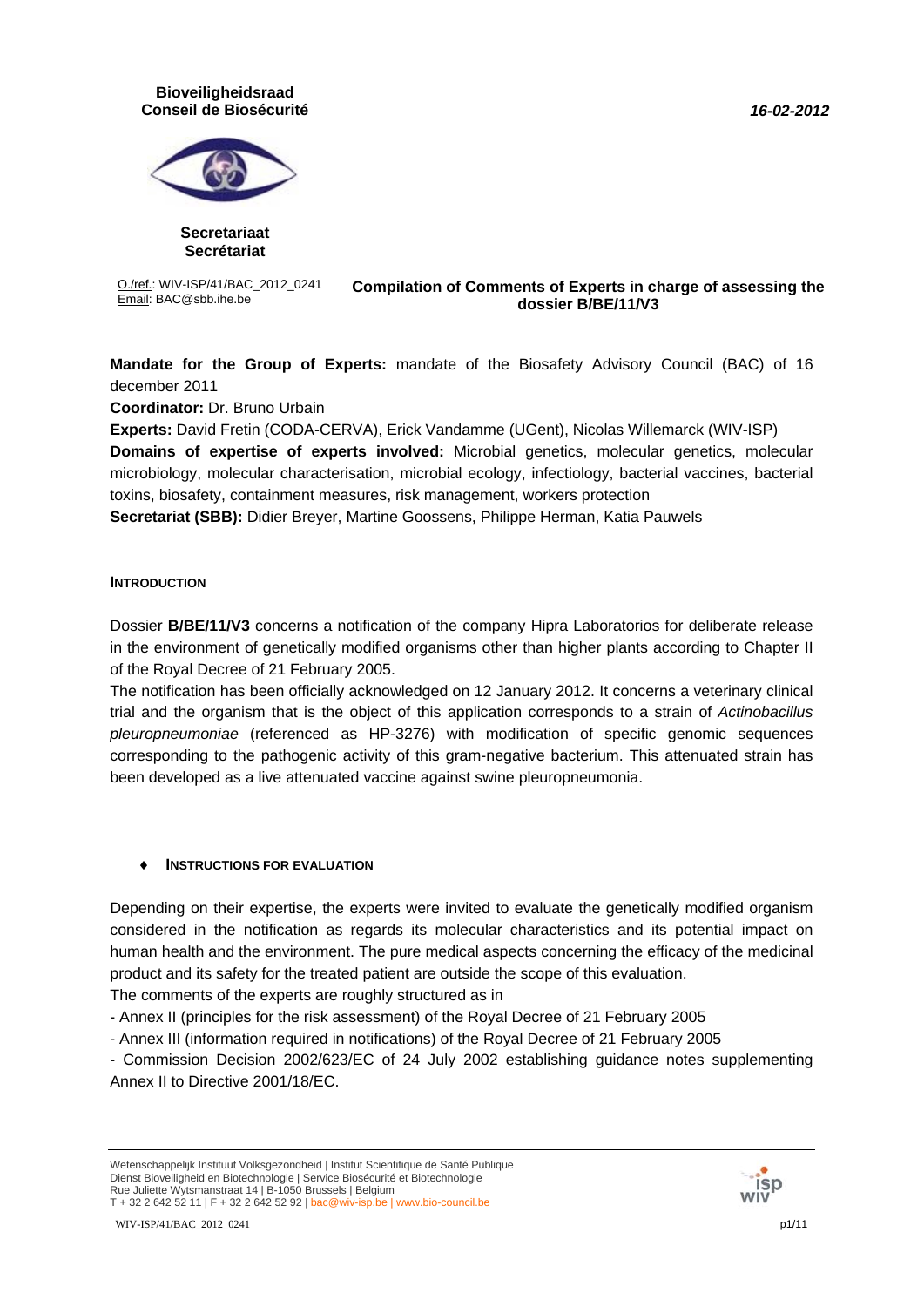**Bioveiligheidsraad**
**Conseil de Biosécurité**

*16-02-2012*

**Secretariaat**
**Secrétariat**

O./ref.: WIV-ISP/41/BAC_2012_0241
Email: BAC@sbb.ihe.be

**Compilation of Comments of Experts in charge of assessing the dossier B/BE/11/V3**

**Mandate for the Group of Experts:** mandate of the Biosafety Advisory Council (BAC) of 16 december 2011

**Coordinator:** Dr. Bruno Urbain

**Experts:** David Fretin (CODA-CERVA), Erick Vandamme (UGent), Nicolas Willemarck (WIV-ISP)

**Domains of expertise of experts involved:** Microbial genetics, molecular genetics, molecular microbiology, molecular characterisation, microbial ecology, infectiology, bacterial vaccines, bacterial toxins, biosafety, containment measures, risk management, workers protection

**Secretariat (SBB):** Didier Breyer, Martine Goossens, Philippe Herman, Katia Pauwels

## INTRODUCTION

Dossier **B/BE/11/V3** concerns a notification of the company Hipra Laboratorios for deliberate release in the environment of genetically modified organisms other than higher plants according to Chapter II of the Royal Decree of 21 February 2005.

The notification has been officially acknowledged on 12 January 2012. It concerns a veterinary clinical trial and the organism that is the object of this application corresponds to a strain of *Actinobacillus pleuropneumoniae* (referenced as HP-3276) with modification of specific genomic sequences corresponding to the pathogenic activity of this gram-negative bacterium. This attenuated strain has been developed as a live attenuated vaccine against swine pleuropneumonia.

## ♦ INSTRUCTIONS FOR EVALUATION

Depending on their expertise, the experts were invited to evaluate the genetically modified organism considered in the notification as regards its molecular characteristics and its potential impact on human health and the environment. The pure medical aspects concerning the efficacy of the medicinal product and its safety for the treated patient are outside the scope of this evaluation.

The comments of the experts are roughly structured as in

- Annex II (principles for the risk assessment) of the Royal Decree of 21 February 2005
- Annex III (information required in notifications) of the Royal Decree of 21 February 2005
- Commission Decision 2002/623/EC of 24 July 2002 establishing guidance notes supplementing Annex II to Directive 2001/18/EC.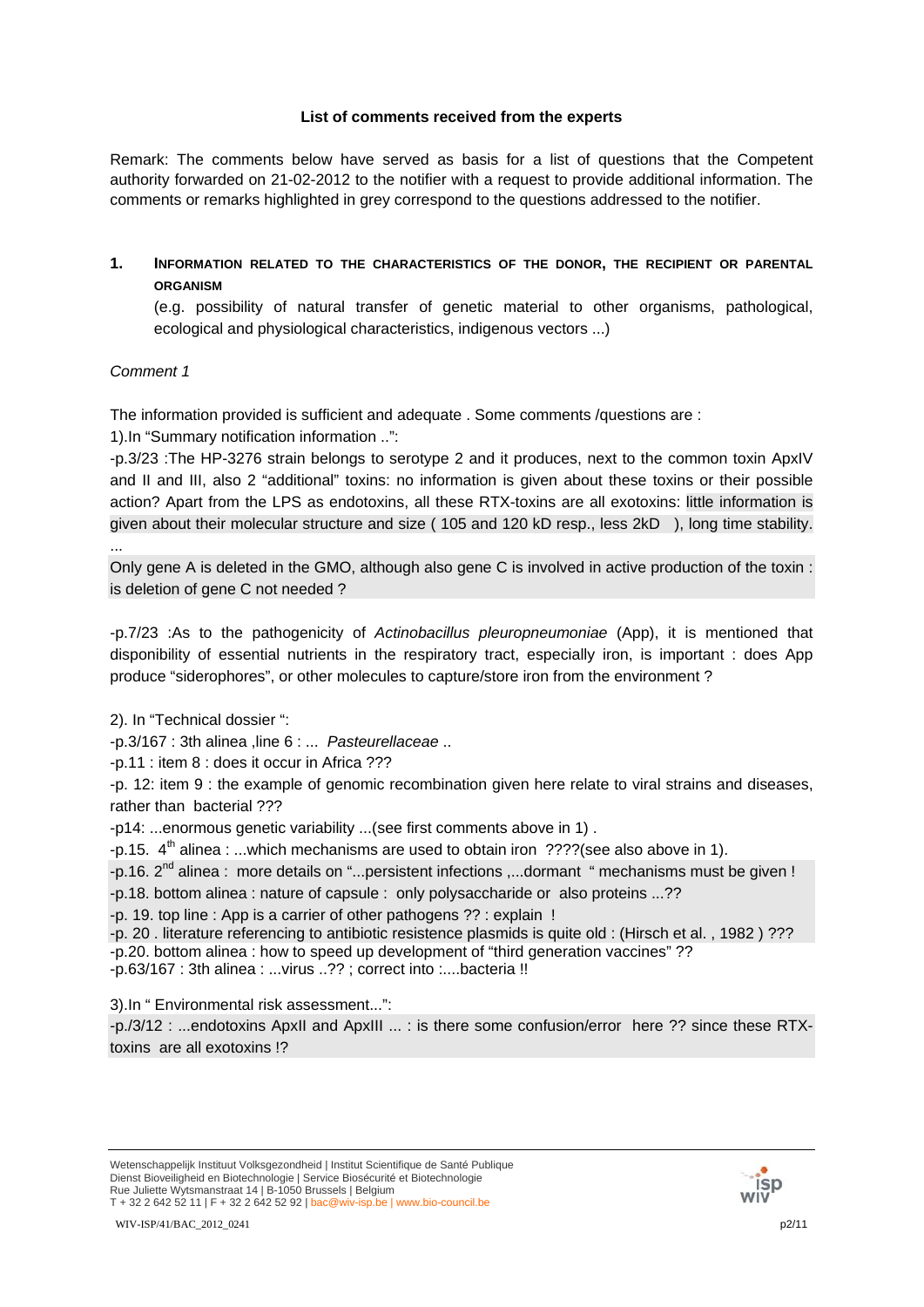**List of comments received from the experts**

Remark: The comments below have served as basis for a list of questions that the Competent authority forwarded on 21-02-2012 to the notifier with a request to provide additional information. The comments or remarks highlighted in grey correspond to the questions addressed to the notifier.

## 1. INFORMATION RELATED TO THE CHARACTERISTICS OF THE DONOR, THE RECIPIENT OR PARENTAL ORGANISM

(e.g. possibility of natural transfer of genetic material to other organisms, pathological, ecological and physiological characteristics, indigenous vectors ...)

*Comment 1*

The information provided is sufficient and adequate . Some comments /questions are :

1).In "Summary notification information ..":

-p.3/23 :The HP-3276 strain belongs to serotype 2 and it produces, next to the common toxin ApxIV and II and III, also 2 "additional" toxins: no information is given about these toxins or their possible action? Apart from the LPS as endotoxins, all these RTX-toxins are all exotoxins: little information is given about their molecular structure and size ( 105 and 120 kD resp., less 2kD ), long time stability. ...

Only gene A is deleted in the GMO, although also gene C is involved in active production of the toxin : is deletion of gene C not needed ?

-p.7/23 :As to the pathogenicity of *Actinobacillus pleuropneumoniae* (App), it is mentioned that disponibility of essential nutrients in the respiratory tract, especially iron, is important : does App produce "siderophores", or other molecules to capture/store iron from the environment ?

2). In "Technical dossier ":

-p.3/167 : 3th alinea ,line 6 : ... *Pasteurellaceae* ..

-p.11 : item 8 : does it occur in Africa ???

-p. 12: item 9 : the example of genomic recombination given here relate to viral strains and diseases, rather than bacterial ???

-p14: ...enormous genetic variability ...(see first comments above in 1) .

-p.15. 4th alinea : ...which mechanisms are used to obtain iron ????(see also above in 1).

-p.16. 2nd alinea : more details on "...persistent infections ,...dormant " mechanisms must be given !

-p.18. bottom alinea : nature of capsule : only polysaccharide or also proteins ...??

-p. 19. top line : App is a carrier of other pathogens ?? : explain !

-p. 20 . literature referencing to antibiotic resistence plasmids is quite old : (Hirsch et al. , 1982 ) ???

-p.20. bottom alinea : how to speed up development of "third generation vaccines" ??

-p.63/167 : 3th alinea : ...virus ..?? ; correct into :....bacteria !!

3).In " Environmental risk assessment...":

-p./3/12 : ...endotoxins ApxII and ApxIII ... : is there some confusion/error here ?? since these RTX-toxins are all exotoxins !?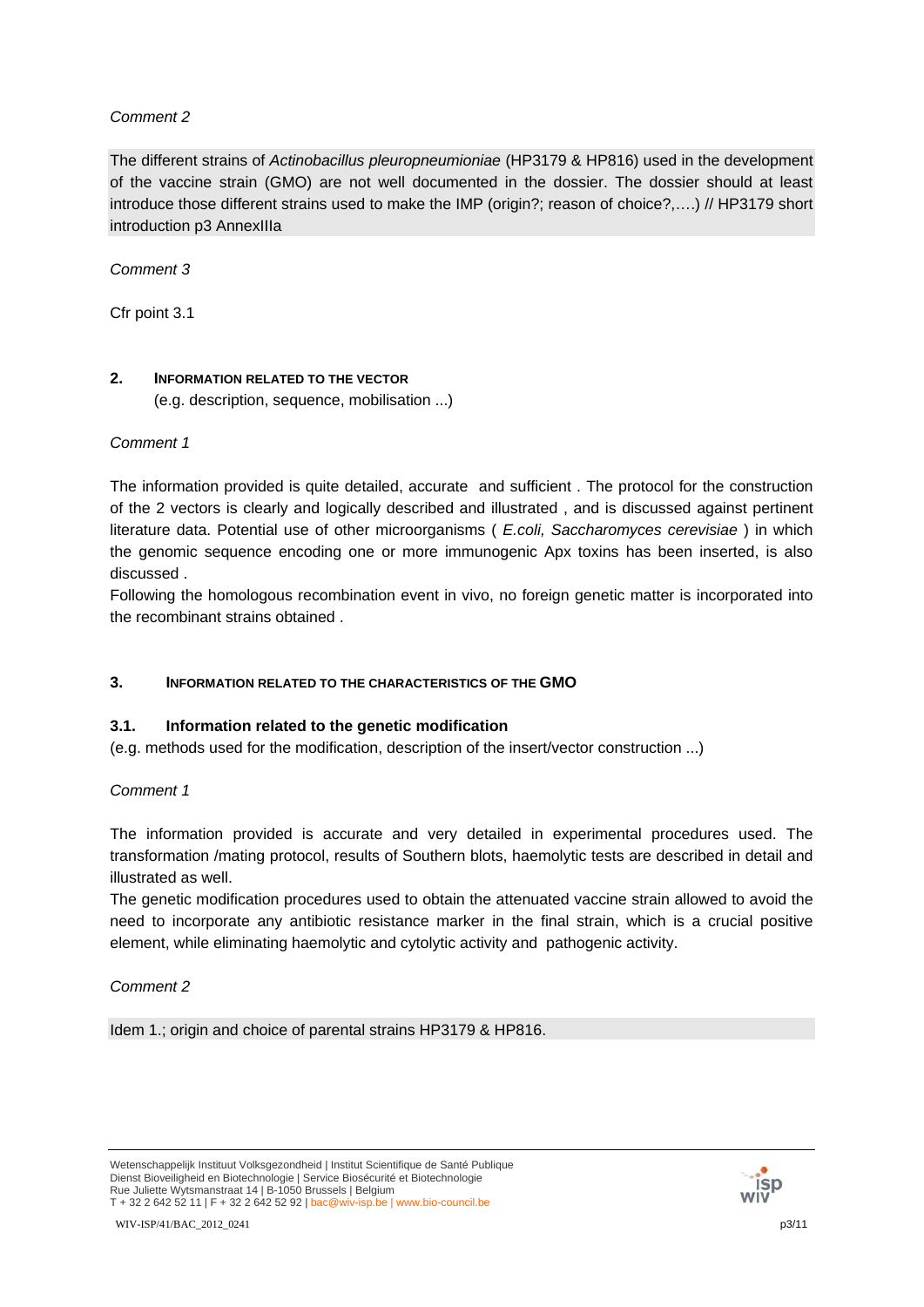*Comment 2*

The different strains of *Actinobacillus pleuropneumioniae* (HP3179 & HP816) used in the development of the vaccine strain (GMO) are not well documented in the dossier. The dossier should at least introduce those different strains used to make the IMP (origin?; reason of choice?,….) // HP3179 short introduction p3 AnnexIIIa

*Comment 3*

Cfr point 3.1

## 2. INFORMATION RELATED TO THE VECTOR

(e.g. description, sequence, mobilisation ...)

*Comment 1*

The information provided is quite detailed, accurate and sufficient . The protocol for the construction of the 2 vectors is clearly and logically described and illustrated , and is discussed against pertinent literature data. Potential use of other microorganisms ( *E.coli, Saccharomyces cerevisiae* ) in which the genomic sequence encoding one or more immunogenic Apx toxins has been inserted, is also discussed .

Following the homologous recombination event in vivo, no foreign genetic matter is incorporated into the recombinant strains obtained .

## 3. INFORMATION RELATED TO THE CHARACTERISTICS OF THE GMO

### 3.1. Information related to the genetic modification

(e.g. methods used for the modification, description of the insert/vector construction ...)

*Comment 1*

The information provided is accurate and very detailed in experimental procedures used. The transformation /mating protocol, results of Southern blots, haemolytic tests are described in detail and illustrated as well.

The genetic modification procedures used to obtain the attenuated vaccine strain allowed to avoid the need to incorporate any antibiotic resistance marker in the final strain, which is a crucial positive element, while eliminating haemolytic and cytolytic activity and pathogenic activity.

*Comment 2*

Idem 1.; origin and choice of parental strains HP3179 & HP816.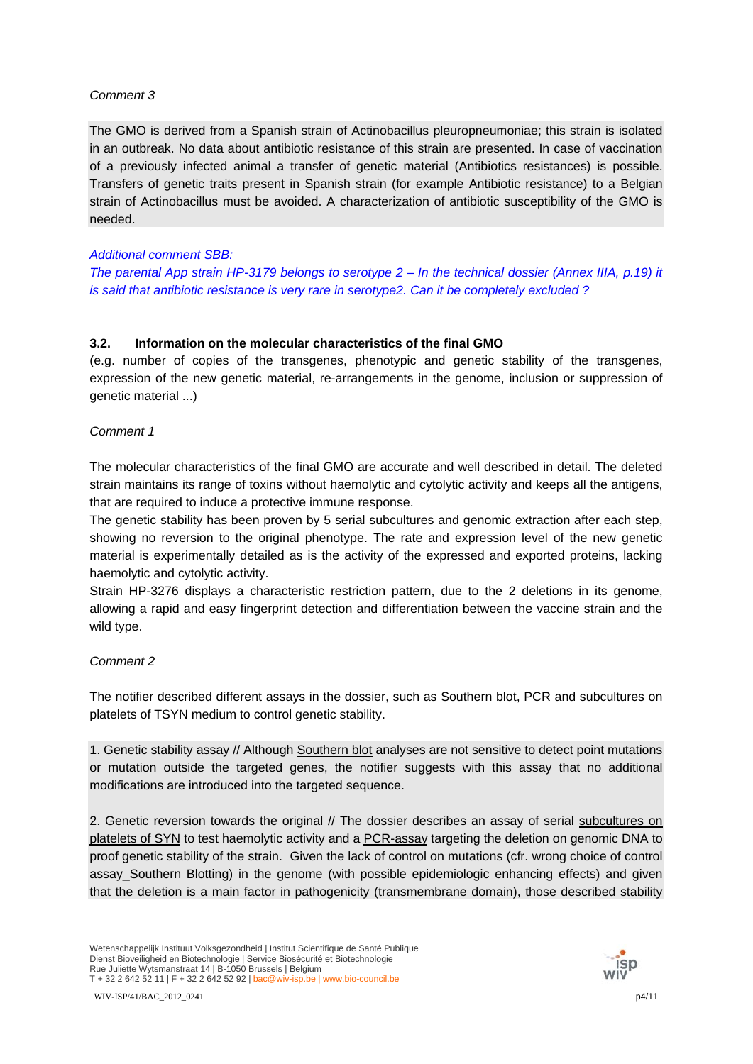*Comment 3*

The GMO is derived from a Spanish strain of Actinobacillus pleuropneumoniae; this strain is isolated in an outbreak. No data about antibiotic resistance of this strain are presented. In case of vaccination of a previously infected animal a transfer of genetic material (Antibiotics resistances) is possible. Transfers of genetic traits present in Spanish strain (for example Antibiotic resistance) to a Belgian strain of Actinobacillus must be avoided. A characterization of antibiotic susceptibility of the GMO is needed.

*Additional comment SBB:*

*The parental App strain HP-3179 belongs to serotype 2 – In the technical dossier (Annex IIIA, p.19) it is said that antibiotic resistance is very rare in serotype2. Can it be completely excluded ?*

### 3.2. Information on the molecular characteristics of the final GMO

(e.g. number of copies of the transgenes, phenotypic and genetic stability of the transgenes, expression of the new genetic material, re-arrangements in the genome, inclusion or suppression of genetic material ...)

*Comment 1*

The molecular characteristics of the final GMO are accurate and well described in detail. The deleted strain maintains its range of toxins without haemolytic and cytolytic activity and keeps all the antigens, that are required to induce a protective immune response.

The genetic stability has been proven by 5 serial subcultures and genomic extraction after each step, showing no reversion to the original phenotype. The rate and expression level of the new genetic material is experimentally detailed as is the activity of the expressed and exported proteins, lacking haemolytic and cytolytic activity.

Strain HP-3276 displays a characteristic restriction pattern, due to the 2 deletions in its genome, allowing a rapid and easy fingerprint detection and differentiation between the vaccine strain and the wild type.

*Comment 2*

The notifier described different assays in the dossier, such as Southern blot, PCR and subcultures on platelets of TSYN medium to control genetic stability.

1. Genetic stability assay // Although Southern blot analyses are not sensitive to detect point mutations or mutation outside the targeted genes, the notifier suggests with this assay that no additional modifications are introduced into the targeted sequence.

2. Genetic reversion towards the original // The dossier describes an assay of serial subcultures on platelets of SYN to test haemolytic activity and a PCR-assay targeting the deletion on genomic DNA to proof genetic stability of the strain. Given the lack of control on mutations (cfr. wrong choice of control assay_Southern Blotting) in the genome (with possible epidemiologic enhancing effects) and given that the deletion is a main factor in pathogenicity (transmembrane domain), those described stability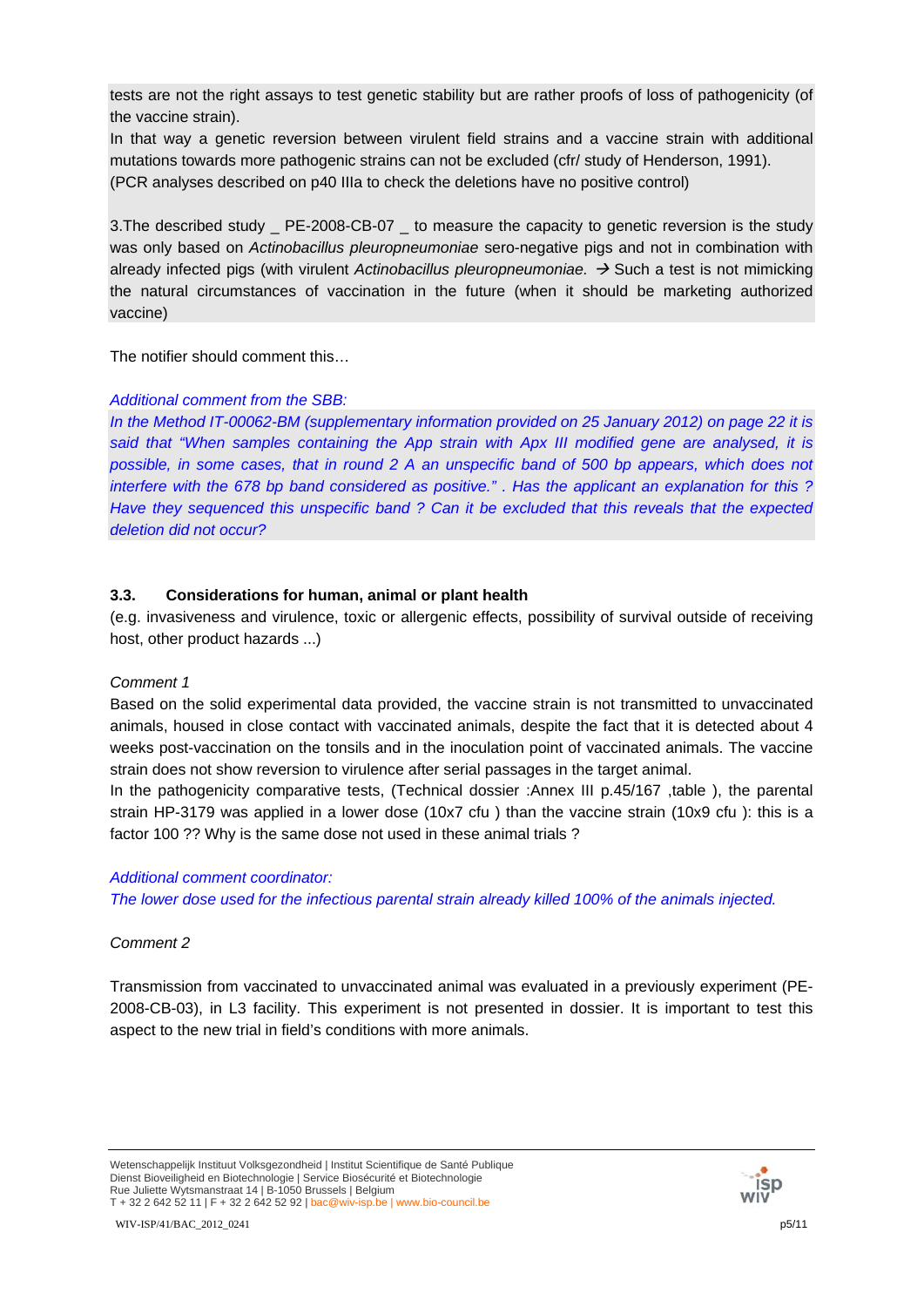tests are not the right assays to test genetic stability but are rather proofs of loss of pathogenicity (of the vaccine strain).

In that way a genetic reversion between virulent field strains and a vaccine strain with additional mutations towards more pathogenic strains can not be excluded (cfr/ study of Henderson, 1991).

(PCR analyses described on p40 IIIa to check the deletions have no positive control)

3.The described study _ PE-2008-CB-07 _ to measure the capacity to genetic reversion is the study was only based on *Actinobacillus pleuropneumoniae* sero-negative pigs and not in combination with already infected pigs (with virulent *Actinobacillus pleuropneumoniae.* → Such a test is not mimicking the natural circumstances of vaccination in the future (when it should be marketing authorized vaccine)

The notifier should comment this…

*Additional comment from the SBB:*

*In the Method IT-00062-BM (supplementary information provided on 25 January 2012) on page 22 it is said that "When samples containing the App strain with Apx III modified gene are analysed, it is possible, in some cases, that in round 2 A an unspecific band of 500 bp appears, which does not interfere with the 678 bp band considered as positive." . Has the applicant an explanation for this ? Have they sequenced this unspecific band ? Can it be excluded that this reveals that the expected deletion did not occur?*

### 3.3. Considerations for human, animal or plant health

(e.g. invasiveness and virulence, toxic or allergenic effects, possibility of survival outside of receiving host, other product hazards ...)

*Comment 1*

Based on the solid experimental data provided, the vaccine strain is not transmitted to unvaccinated animals, housed in close contact with vaccinated animals, despite the fact that it is detected about 4 weeks post-vaccination on the tonsils and in the inoculation point of vaccinated animals. The vaccine strain does not show reversion to virulence after serial passages in the target animal.

In the pathogenicity comparative tests, (Technical dossier :Annex III p.45/167 ,table ), the parental strain HP-3179 was applied in a lower dose (10x7 cfu ) than the vaccine strain (10x9 cfu ): this is a factor 100 ?? Why is the same dose not used in these animal trials ?

*Additional comment coordinator:*

*The lower dose used for the infectious parental strain already killed 100% of the animals injected.*

*Comment 2*

Transmission from vaccinated to unvaccinated animal was evaluated in a previously experiment (PE-2008-CB-03), in L3 facility. This experiment is not presented in dossier. It is important to test this aspect to the new trial in field's conditions with more animals.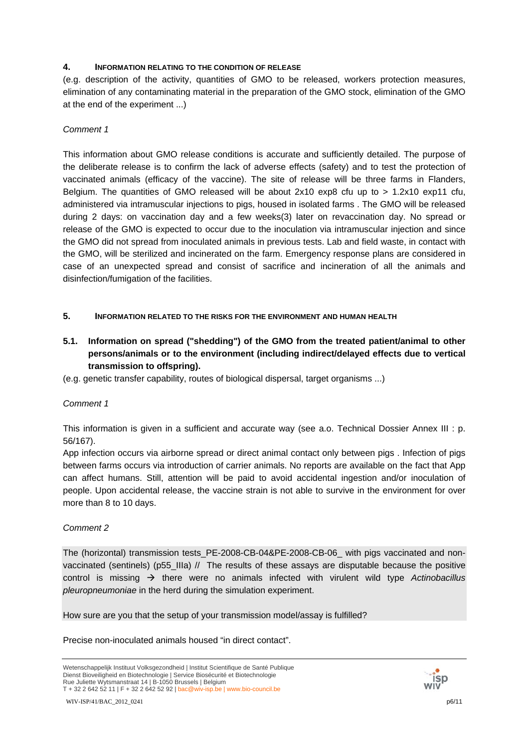## 4. INFORMATION RELATING TO THE CONDITION OF RELEASE

(e.g. description of the activity, quantities of GMO to be released, workers protection measures, elimination of any contaminating material in the preparation of the GMO stock, elimination of the GMO at the end of the experiment ...)

*Comment 1*

This information about GMO release conditions is accurate and sufficiently detailed. The purpose of the deliberate release is to confirm the lack of adverse effects (safety) and to test the protection of vaccinated animals (efficacy of the vaccine). The site of release will be three farms in Flanders, Belgium. The quantities of GMO released will be about 2x10 exp8 cfu up to > 1.2x10 exp11 cfu, administered via intramuscular injections to pigs, housed in isolated farms . The GMO will be released during 2 days: on vaccination day and a few weeks(3) later on revaccination day. No spread or release of the GMO is expected to occur due to the inoculation via intramuscular injection and since the GMO did not spread from inoculated animals in previous tests. Lab and field waste, in contact with the GMO, will be sterilized and incinerated on the farm. Emergency response plans are considered in case of an unexpected spread and consist of sacrifice and incineration of all the animals and disinfection/fumigation of the facilities.

## 5. INFORMATION RELATED TO THE RISKS FOR THE ENVIRONMENT AND HUMAN HEALTH

### 5.1. Information on spread ("shedding") of the GMO from the treated patient/animal to other persons/animals or to the environment (including indirect/delayed effects due to vertical transmission to offspring).

(e.g. genetic transfer capability, routes of biological dispersal, target organisms ...)

*Comment 1*

This information is given in a sufficient and accurate way (see a.o. Technical Dossier Annex III : p. 56/167).

App infection occurs via airborne spread or direct animal contact only between pigs . Infection of pigs between farms occurs via introduction of carrier animals. No reports are available on the fact that App can affect humans. Still, attention will be paid to avoid accidental ingestion and/or inoculation of people. Upon accidental release, the vaccine strain is not able to survive in the environment for over more than 8 to 10 days.

*Comment 2*

The (horizontal) transmission tests_PE-2008-CB-04&PE-2008-CB-06_ with pigs vaccinated and non-vaccinated (sentinels) (p55_IIIa) // The results of these assays are disputable because the positive control is missing → there were no animals infected with virulent wild type *Actinobacillus pleuropneumoniae* in the herd during the simulation experiment.

How sure are you that the setup of your transmission model/assay is fulfilled?

Precise non-inoculated animals housed "in direct contact".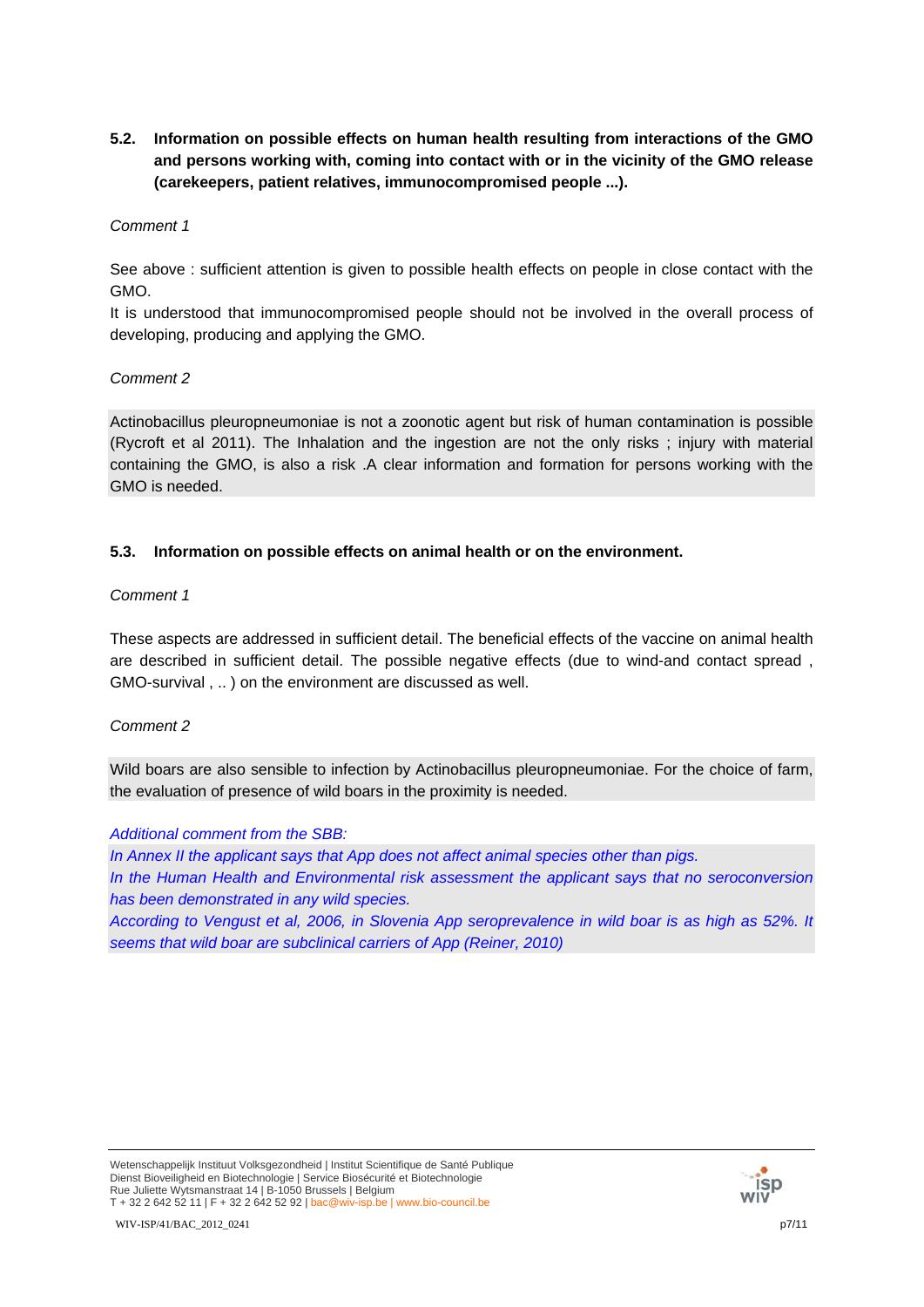### 5.2. Information on possible effects on human health resulting from interactions of the GMO and persons working with, coming into contact with or in the vicinity of the GMO release (carekeepers, patient relatives, immunocompromised people ...).

*Comment 1*

See above : sufficient attention is given to possible health effects on people in close contact with the GMO.
It is understood that immunocompromised people should not be involved in the overall process of developing, producing and applying the GMO.

*Comment 2*

Actinobacillus pleuropneumoniae is not a zoonotic agent but risk of human contamination is possible (Rycroft et al 2011). The Inhalation and the ingestion are not the only risks ; injury with material containing the GMO, is also a risk .A clear information and formation for persons working with the GMO is needed.

### 5.3. Information on possible effects on animal health or on the environment.

*Comment 1*

These aspects are addressed in sufficient detail. The beneficial effects of the vaccine on animal health are described in sufficient detail. The possible negative effects (due to wind-and contact spread , GMO-survival , .. ) on the environment are discussed as well.

*Comment 2*

Wild boars are also sensible to infection by Actinobacillus pleuropneumoniae. For the choice of farm, the evaluation of presence of wild boars in the proximity is needed.

*Additional comment from the SBB:*
*In Annex II the applicant says that App does not affect animal species other than pigs.*
*In the Human Health and Environmental risk assessment the applicant says that no seroconversion has been demonstrated in any wild species.*
*According to Vengust et al, 2006, in Slovenia App seroprevalence in wild boar is as high as 52%. It seems that wild boar are subclinical carriers of App (Reiner, 2010)*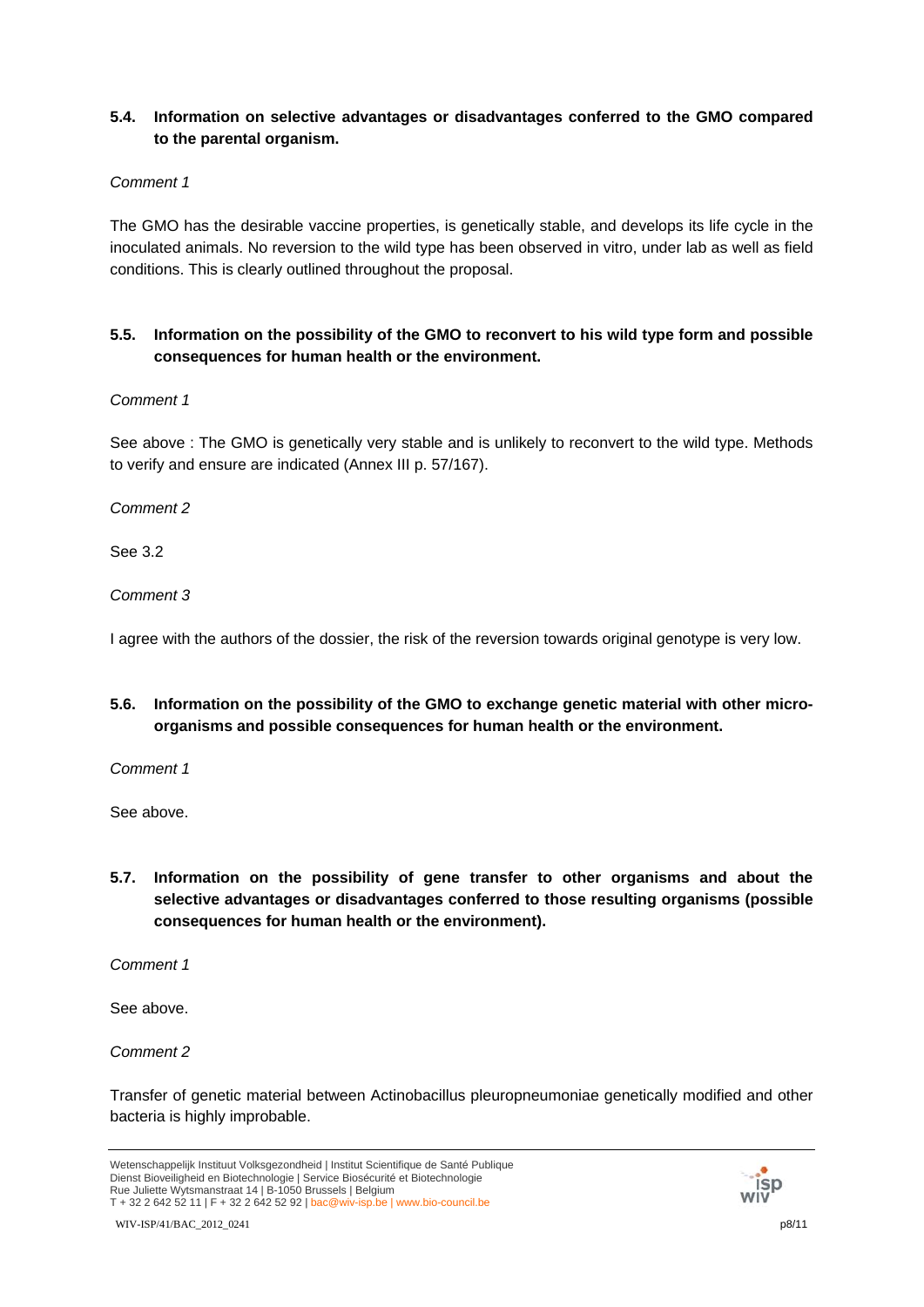### 5.4. Information on selective advantages or disadvantages conferred to the GMO compared to the parental organism.

*Comment 1*

The GMO has the desirable vaccine properties, is genetically stable, and develops its life cycle in the inoculated animals. No reversion to the wild type has been observed in vitro, under lab as well as field conditions. This is clearly outlined throughout the proposal.

### 5.5. Information on the possibility of the GMO to reconvert to his wild type form and possible consequences for human health or the environment.

*Comment 1*

See above : The GMO is genetically very stable and is unlikely to reconvert to the wild type. Methods to verify and ensure are indicated (Annex III p. 57/167).

*Comment 2*

See 3.2

*Comment 3*

I agree with the authors of the dossier, the risk of the reversion towards original genotype is very low.

### 5.6. Information on the possibility of the GMO to exchange genetic material with other micro-organisms and possible consequences for human health or the environment.

*Comment 1*

See above.

### 5.7. Information on the possibility of gene transfer to other organisms and about the selective advantages or disadvantages conferred to those resulting organisms (possible consequences for human health or the environment).

*Comment 1*

See above.

*Comment 2*

Transfer of genetic material between Actinobacillus pleuropneumoniae genetically modified and other bacteria is highly improbable.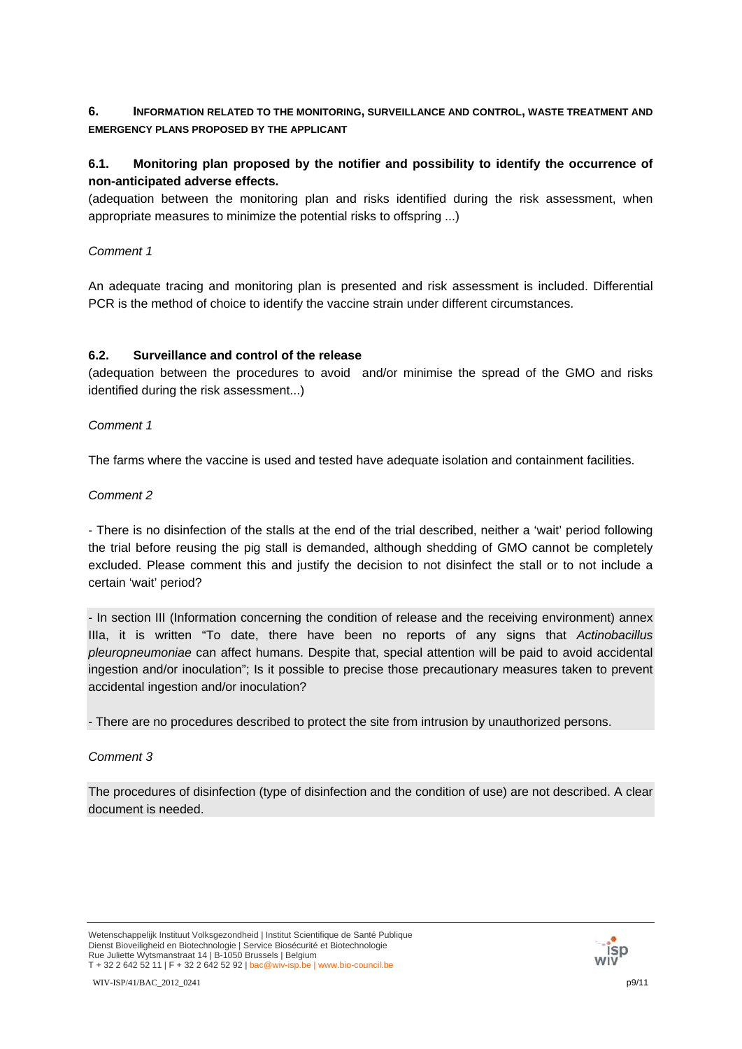## 6. INFORMATION RELATED TO THE MONITORING, SURVEILLANCE AND CONTROL, WASTE TREATMENT AND EMERGENCY PLANS PROPOSED BY THE APPLICANT

### 6.1. Monitoring plan proposed by the notifier and possibility to identify the occurrence of non-anticipated adverse effects.

(adequation between the monitoring plan and risks identified during the risk assessment, when appropriate measures to minimize the potential risks to offspring ...)

*Comment 1*

An adequate tracing and monitoring plan is presented and risk assessment is included. Differential PCR is the method of choice to identify the vaccine strain under different circumstances.

### 6.2. Surveillance and control of the release

(adequation between the procedures to avoid and/or minimise the spread of the GMO and risks identified during the risk assessment...)

*Comment 1*

The farms where the vaccine is used and tested have adequate isolation and containment facilities.

*Comment 2*

- There is no disinfection of the stalls at the end of the trial described, neither a 'wait' period following the trial before reusing the pig stall is demanded, although shedding of GMO cannot be completely excluded. Please comment this and justify the decision to not disinfect the stall or to not include a certain 'wait' period?

- In section III (Information concerning the condition of release and the receiving environment) annex IIIa, it is written "To date, there have been no reports of any signs that *Actinobacillus pleuropneumoniae* can affect humans. Despite that, special attention will be paid to avoid accidental ingestion and/or inoculation"; Is it possible to precise those precautionary measures taken to prevent accidental ingestion and/or inoculation?

- There are no procedures described to protect the site from intrusion by unauthorized persons.

*Comment 3*

The procedures of disinfection (type of disinfection and the condition of use) are not described. A clear document is needed.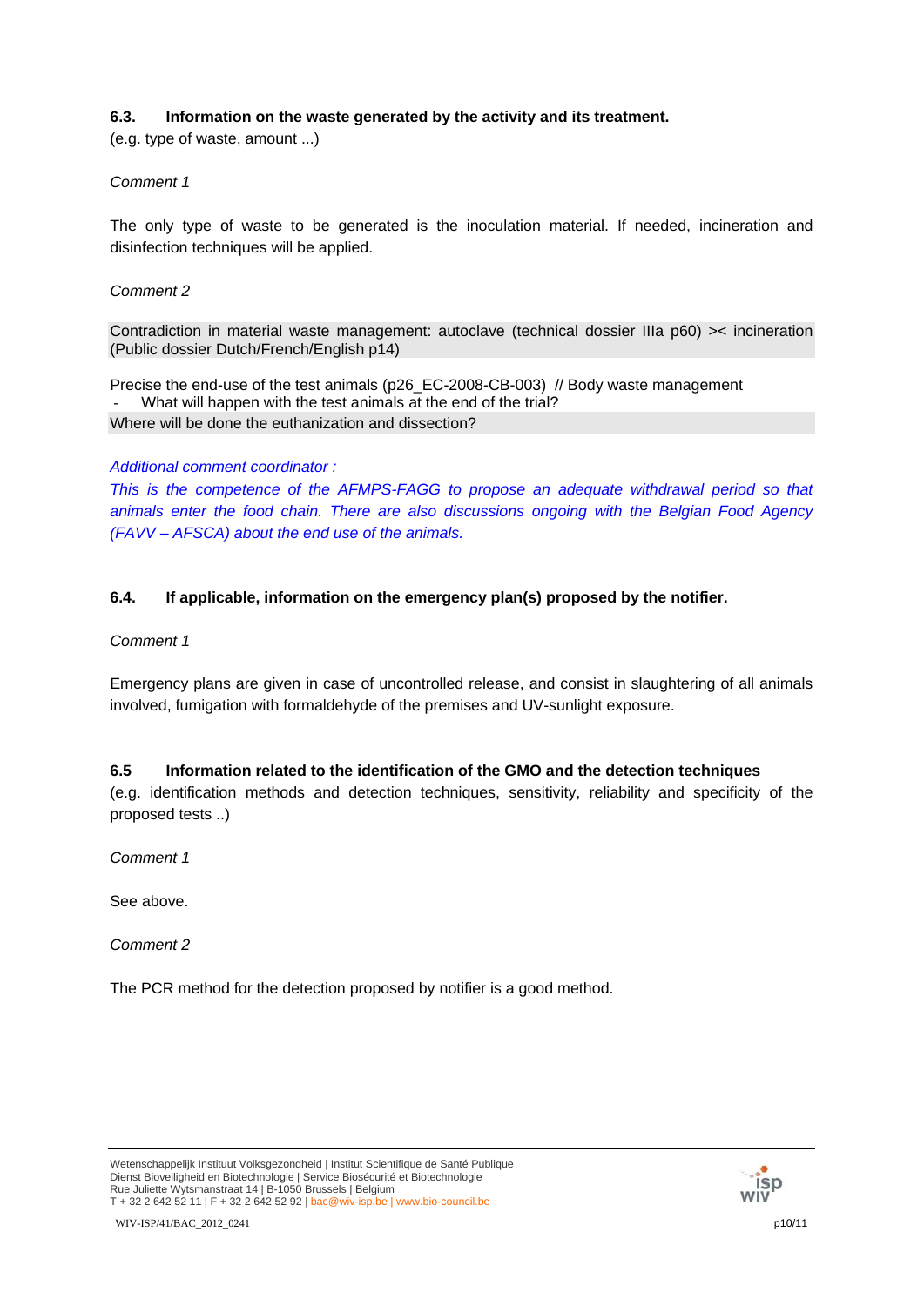### 6.3. Information on the waste generated by the activity and its treatment.

(e.g. type of waste, amount ...)

*Comment 1*

The only type of waste to be generated is the inoculation material. If needed, incineration and disinfection techniques will be applied.

*Comment 2*

Contradiction in material waste management: autoclave (technical dossier IIIa p60) >< incineration (Public dossier Dutch/French/English p14)

Precise the end-use of the test animals (p26_EC-2008-CB-003) // Body waste management

- What will happen with the test animals at the end of the trial?

Where will be done the euthanization and dissection?

*Additional comment coordinator :*

*This is the competence of the AFMPS-FAGG to propose an adequate withdrawal period so that animals enter the food chain. There are also discussions ongoing with the Belgian Food Agency (FAVV – AFSCA) about the end use of the animals.*

### 6.4. If applicable, information on the emergency plan(s) proposed by the notifier.

*Comment 1*

Emergency plans are given in case of uncontrolled release, and consist in slaughtering of all animals involved, fumigation with formaldehyde of the premises and UV-sunlight exposure.

### 6.5 Information related to the identification of the GMO and the detection techniques

(e.g. identification methods and detection techniques, sensitivity, reliability and specificity of the proposed tests ..)

*Comment 1*

See above.

*Comment 2*

The PCR method for the detection proposed by notifier is a good method.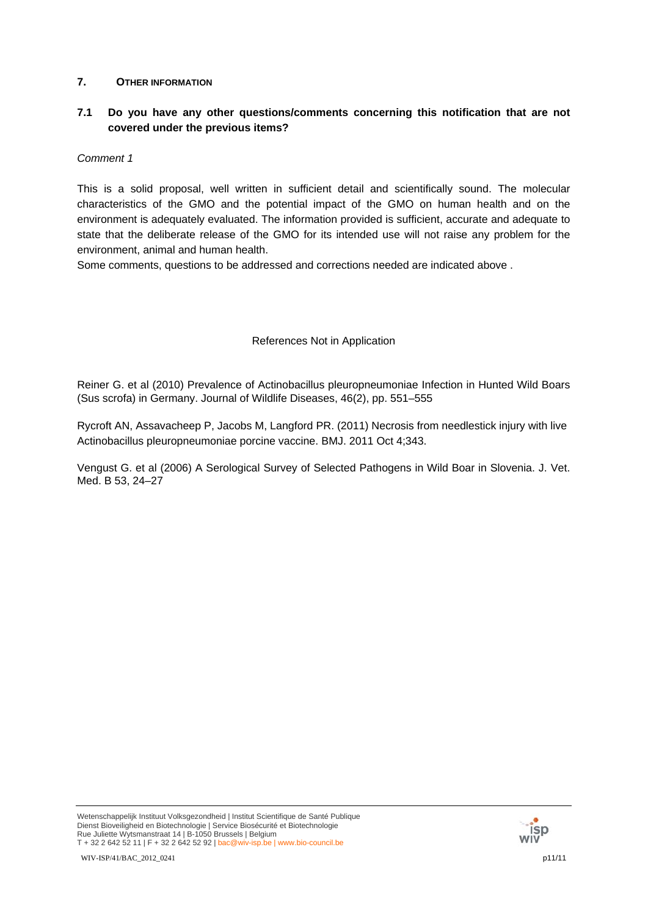## 7. OTHER INFORMATION

### 7.1 Do you have any other questions/comments concerning this notification that are not covered under the previous items?

*Comment 1*

This is a solid proposal, well written in sufficient detail and scientifically sound. The molecular characteristics of the GMO and the potential impact of the GMO on human health and on the environment is adequately evaluated. The information provided is sufficient, accurate and adequate to state that the deliberate release of the GMO for its intended use will not raise any problem for the environment, animal and human health.

Some comments, questions to be addressed and corrections needed are indicated above .

References Not in Application

Reiner G. et al (2010) Prevalence of Actinobacillus pleuropneumoniae Infection in Hunted Wild Boars (Sus scrofa) in Germany. Journal of Wildlife Diseases, 46(2), pp. 551–555

Rycroft AN, Assavacheep P, Jacobs M, Langford PR. (2011) Necrosis from needlestick injury with live Actinobacillus pleuropneumoniae porcine vaccine. BMJ. 2011 Oct 4;343.

Vengust G. et al (2006) A Serological Survey of Selected Pathogens in Wild Boar in Slovenia. J. Vet. Med. B 53, 24–27